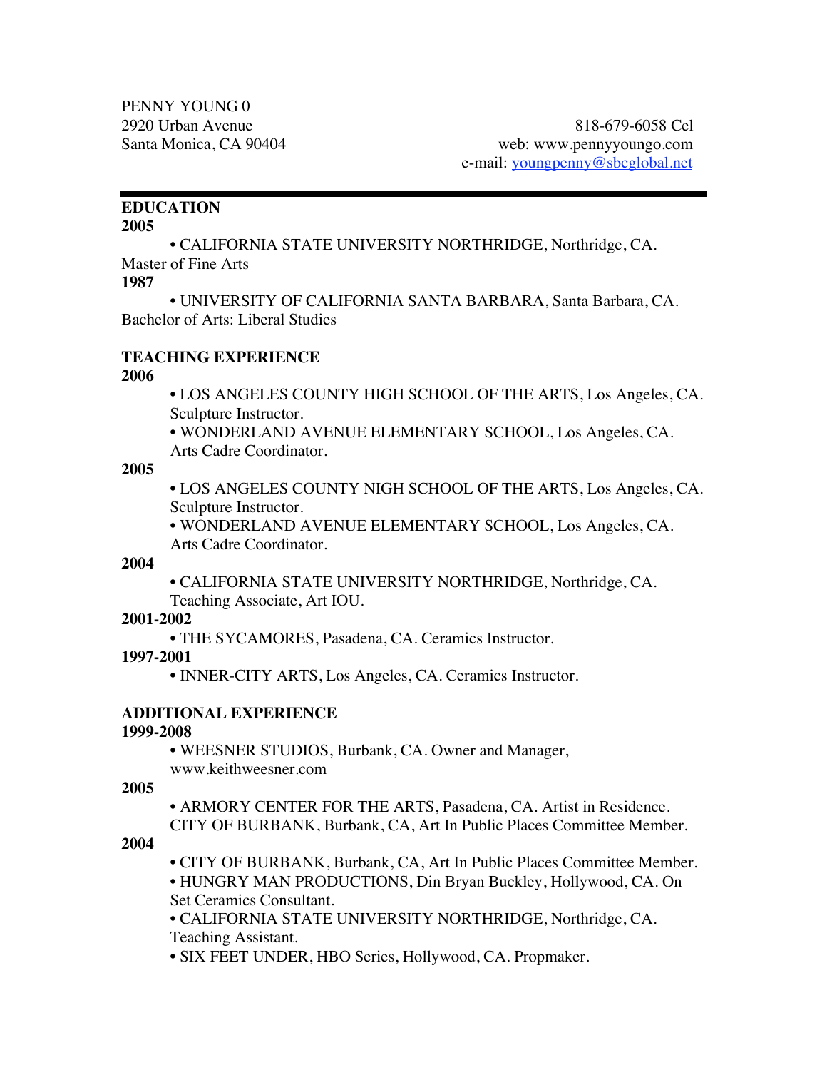PENNY YOUNG 0
2920 Urban Avenue
Santa Monica, CA 90404

818-679-6058 Cel
web: www.pennyyoungo.com
e-mail: youngpenny@sbcglobal.net

---

## EDUCATION

**2005**

• CALIFORNIA STATE UNIVERSITY NORTHRIDGE, Northridge, CA. Master of Fine Arts

**1987**

• UNIVERSITY OF CALIFORNIA SANTA BARBARA, Santa Barbara, CA. Bachelor of Arts: Liberal Studies

## TEACHING EXPERIENCE

**2006**

- LOS ANGELES COUNTY HIGH SCHOOL OF THE ARTS, Los Angeles, CA. Sculpture Instructor.
- WONDERLAND AVENUE ELEMENTARY SCHOOL, Los Angeles, CA. Arts Cadre Coordinator.

**2005**

- LOS ANGELES COUNTY NIGH SCHOOL OF THE ARTS, Los Angeles, CA. Sculpture Instructor.
- WONDERLAND AVENUE ELEMENTARY SCHOOL, Los Angeles, CA. Arts Cadre Coordinator.

**2004**

- CALIFORNIA STATE UNIVERSITY NORTHRIDGE, Northridge, CA. Teaching Associate, Art IOU.

**2001-2002**

- THE SYCAMORES, Pasadena, CA. Ceramics Instructor.

**1997-2001**

- INNER-CITY ARTS, Los Angeles, CA. Ceramics Instructor.

## ADDITIONAL EXPERIENCE

**1999-2008**

- WEESNER STUDIOS, Burbank, CA. Owner and Manager, www.keithweesner.com

**2005**

- ARMORY CENTER FOR THE ARTS, Pasadena, CA. Artist in Residence. CITY OF BURBANK, Burbank, CA, Art In Public Places Committee Member.

**2004**

- CITY OF BURBANK, Burbank, CA, Art In Public Places Committee Member.
- HUNGRY MAN PRODUCTIONS, Din Bryan Buckley, Hollywood, CA. On Set Ceramics Consultant.
- CALIFORNIA STATE UNIVERSITY NORTHRIDGE, Northridge, CA. Teaching Assistant.
- SIX FEET UNDER, HBO Series, Hollywood, CA. Propmaker.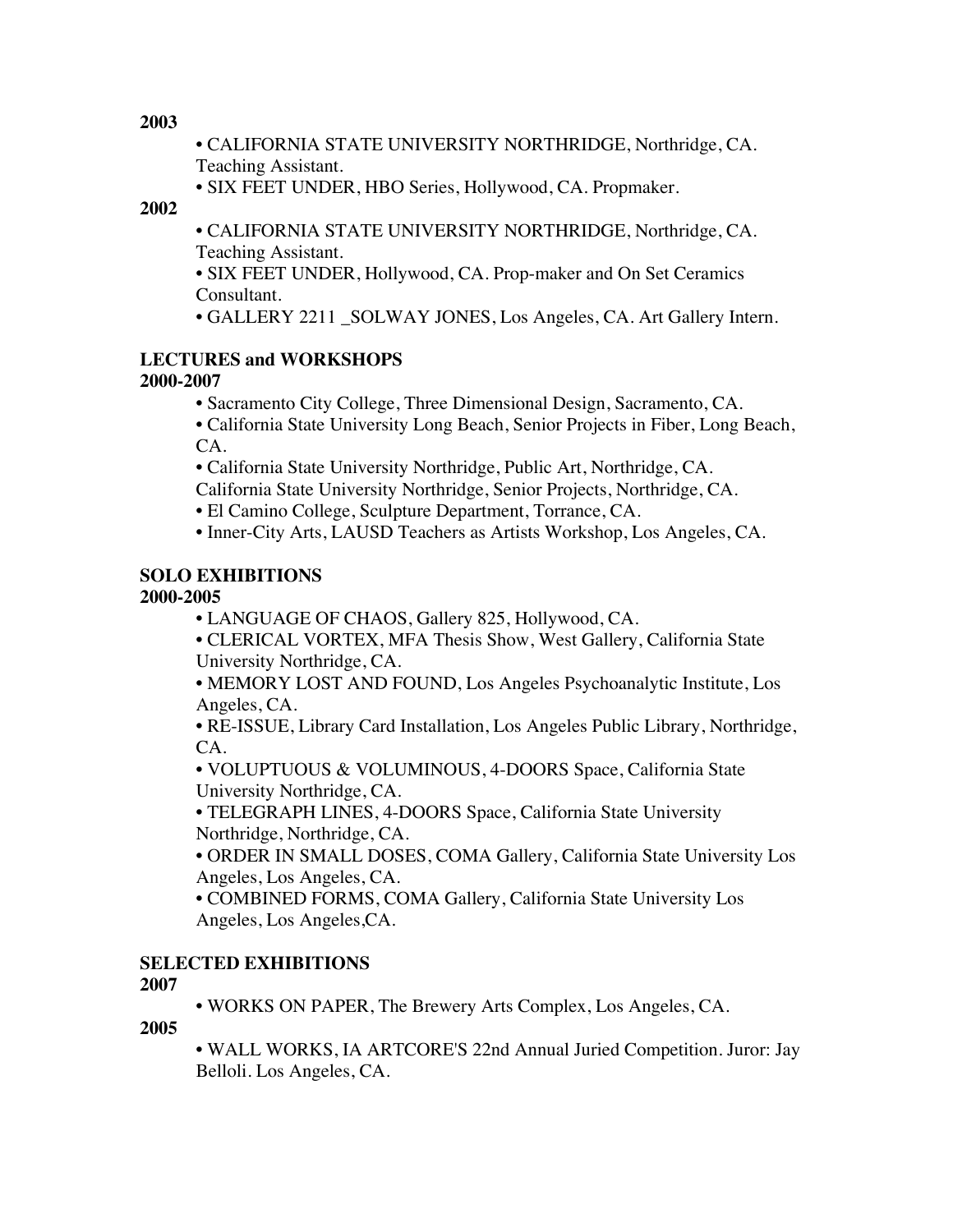**2003**

- CALIFORNIA STATE UNIVERSITY NORTHRIDGE, Northridge, CA. Teaching Assistant.
- SIX FEET UNDER, HBO Series, Hollywood, CA. Propmaker.

**2002**

- CALIFORNIA STATE UNIVERSITY NORTHRIDGE, Northridge, CA. Teaching Assistant.
- SIX FEET UNDER, Hollywood, CA. Prop-maker and On Set Ceramics Consultant.
- GALLERY 2211 _SOLWAY JONES, Los Angeles, CA. Art Gallery Intern.

## LECTURES and WORKSHOPS

**2000-2007**

- Sacramento City College, Three Dimensional Design, Sacramento, CA.
- California State University Long Beach, Senior Projects in Fiber, Long Beach, CA.
- California State University Northridge, Public Art, Northridge, CA.
  California State University Northridge, Senior Projects, Northridge, CA.
- El Camino College, Sculpture Department, Torrance, CA.
- Inner-City Arts, LAUSD Teachers as Artists Workshop, Los Angeles, CA.

## SOLO EXHIBITIONS

**2000-2005**

- LANGUAGE OF CHAOS, Gallery 825, Hollywood, CA.
- CLERICAL VORTEX, MFA Thesis Show, West Gallery, California State University Northridge, CA.
- MEMORY LOST AND FOUND, Los Angeles Psychoanalytic Institute, Los Angeles, CA.
- RE-ISSUE, Library Card Installation, Los Angeles Public Library, Northridge, CA.
- VOLUPTUOUS & VOLUMINOUS, 4-DOORS Space, California State University Northridge, CA.
- TELEGRAPH LINES, 4-DOORS Space, California State University Northridge, Northridge, CA.
- ORDER IN SMALL DOSES, COMA Gallery, California State University Los Angeles, Los Angeles, CA.
- COMBINED FORMS, COMA Gallery, California State University Los Angeles, Los Angeles,CA.

## SELECTED EXHIBITIONS

**2007**

- WORKS ON PAPER, The Brewery Arts Complex, Los Angeles, CA.

**2005**

- WALL WORKS, IA ARTCORE'S 22nd Annual Juried Competition. Juror: Jay Belloli. Los Angeles, CA.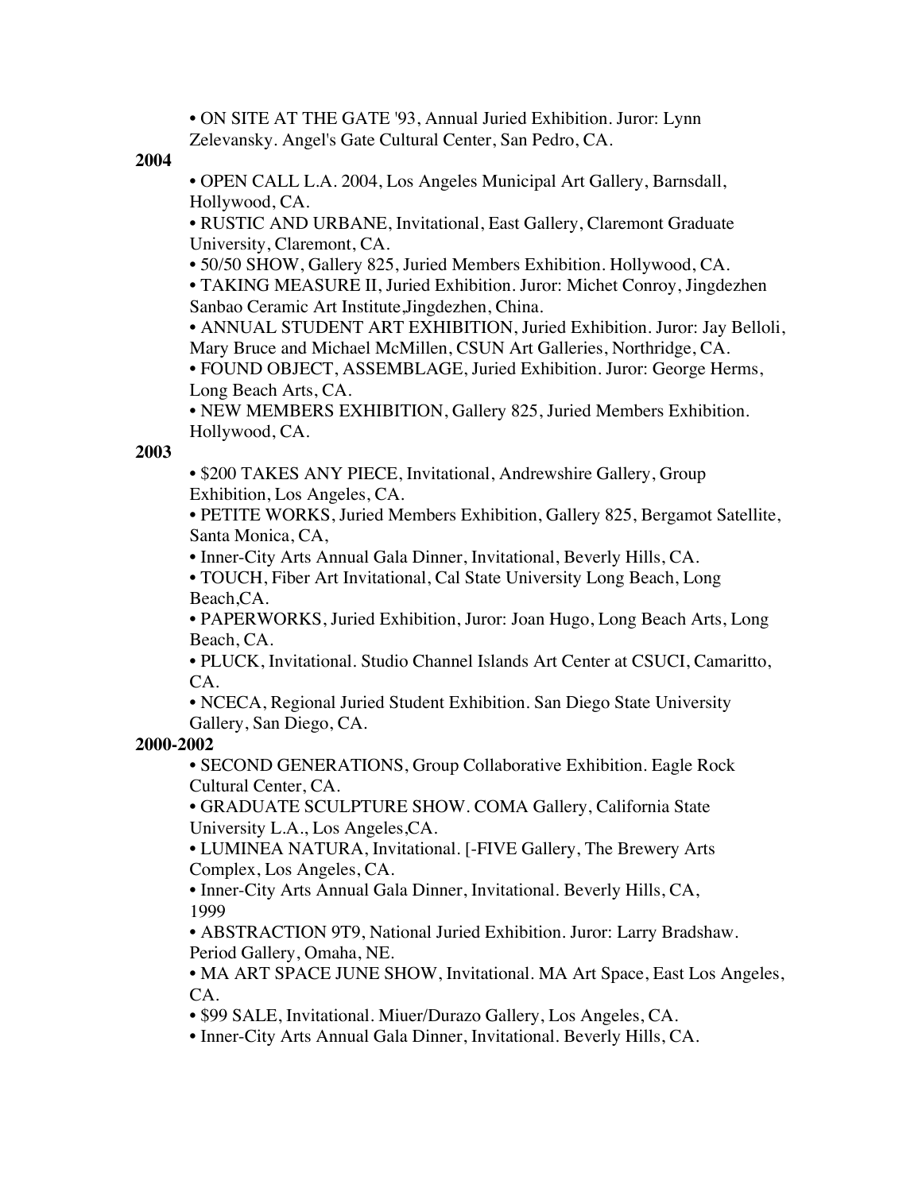- ON SITE AT THE GATE '93, Annual Juried Exhibition. Juror: Lynn Zelevansky. Angel's Gate Cultural Center, San Pedro, CA.

**2004**

- OPEN CALL L.A. 2004, Los Angeles Municipal Art Gallery, Barnsdall, Hollywood, CA.
- RUSTIC AND URBANE, Invitational, East Gallery, Claremont Graduate University, Claremont, CA.
- 50/50 SHOW, Gallery 825, Juried Members Exhibition. Hollywood, CA.
- TAKING MEASURE II, Juried Exhibition. Juror: Michet Conroy, Jingdezhen Sanbao Ceramic Art Institute,Jingdezhen, China.
- ANNUAL STUDENT ART EXHIBITION, Juried Exhibition. Juror: Jay Belloli, Mary Bruce and Michael McMillen, CSUN Art Galleries, Northridge, CA.
- FOUND OBJECT, ASSEMBLAGE, Juried Exhibition. Juror: George Herms, Long Beach Arts, CA.
- NEW MEMBERS EXHIBITION, Gallery 825, Juried Members Exhibition. Hollywood, CA.

**2003**

- $200 TAKES ANY PIECE, Invitational, Andrewshire Gallery, Group Exhibition, Los Angeles, CA.
- PETITE WORKS, Juried Members Exhibition, Gallery 825, Bergamot Satellite, Santa Monica, CA,
- Inner-City Arts Annual Gala Dinner, Invitational, Beverly Hills, CA.
- TOUCH, Fiber Art Invitational, Cal State University Long Beach, Long Beach,CA.
- PAPERWORKS, Juried Exhibition, Juror: Joan Hugo, Long Beach Arts, Long Beach, CA.
- PLUCK, Invitational. Studio Channel Islands Art Center at CSUCI, Camaritto, CA.
- NCECA, Regional Juried Student Exhibition. San Diego State University Gallery, San Diego, CA.

**2000-2002**

- SECOND GENERATIONS, Group Collaborative Exhibition. Eagle Rock Cultural Center, CA.
- GRADUATE SCULPTURE SHOW. COMA Gallery, California State University L.A., Los Angeles,CA.
- LUMINEA NATURA, Invitational. [-FIVE Gallery, The Brewery Arts Complex, Los Angeles, CA.
- Inner-City Arts Annual Gala Dinner, Invitational. Beverly Hills, CA,

1999

- ABSTRACTION 9T9, National Juried Exhibition. Juror: Larry Bradshaw. Period Gallery, Omaha, NE.
- MA ART SPACE JUNE SHOW, Invitational. MA Art Space, East Los Angeles, CA.
- $99 SALE, Invitational. Miuer/Durazo Gallery, Los Angeles, CA.
- Inner-City Arts Annual Gala Dinner, Invitational. Beverly Hills, CA.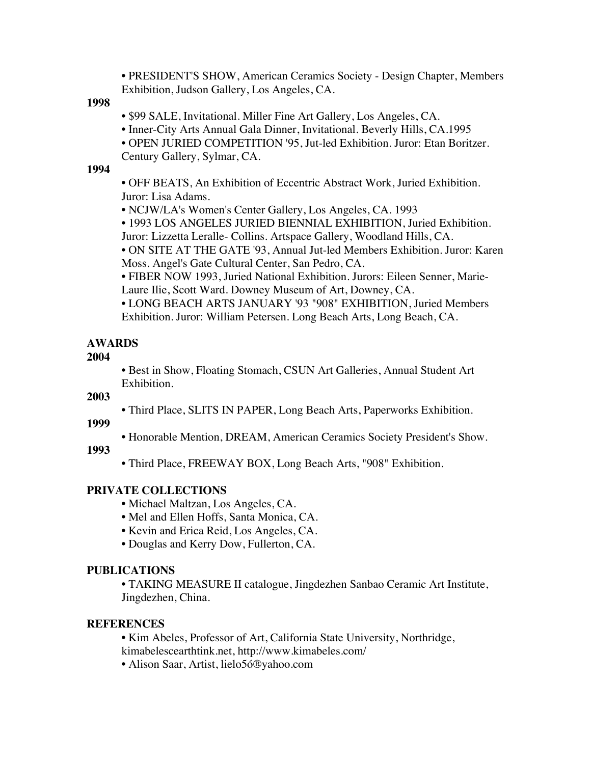- PRESIDENT'S SHOW, American Ceramics Society - Design Chapter, Members Exhibition, Judson Gallery, Los Angeles, CA.

**1998**

- $99 SALE, Invitational. Miller Fine Art Gallery, Los Angeles, CA.
- Inner-City Arts Annual Gala Dinner, Invitational. Beverly Hills, CA.1995
- OPEN JURIED COMPETITION '95, Jut-led Exhibition. Juror: Etan Boritzer. Century Gallery, Sylmar, CA.

**1994**

- OFF BEATS, An Exhibition of Eccentric Abstract Work, Juried Exhibition. Juror: Lisa Adams.
- NCJW/LA's Women's Center Gallery, Los Angeles, CA. 1993
- 1993 LOS ANGELES JURIED BIENNIAL EXHIBITION, Juried Exhibition. Juror: Lizzetta Leralle- Collins. Artspace Gallery, Woodland Hills, CA.
- ON SITE AT THE GATE '93, Annual Jut-led Members Exhibition. Juror: Karen Moss. Angel's Gate Cultural Center, San Pedro, CA.
- FIBER NOW 1993, Juried National Exhibition. Jurors: Eileen Senner, Marie-Laure Ilie, Scott Ward. Downey Museum of Art, Downey, CA.
- LONG BEACH ARTS JANUARY '93 "908" EXHIBITION, Juried Members Exhibition. Juror: William Petersen. Long Beach Arts, Long Beach, CA.

## AWARDS

**2004**

- Best in Show, Floating Stomach, CSUN Art Galleries, Annual Student Art Exhibition.

**2003**

- Third Place, SLITS IN PAPER, Long Beach Arts, Paperworks Exhibition.

**1999**

- Honorable Mention, DREAM, American Ceramics Society President's Show.

**1993**

- Third Place, FREEWAY BOX, Long Beach Arts, "908" Exhibition.

## PRIVATE COLLECTIONS

- Michael Maltzan, Los Angeles, CA.
- Mel and Ellen Hoffs, Santa Monica, CA.
- Kevin and Erica Reid, Los Angeles, CA.
- Douglas and Kerry Dow, Fullerton, CA.

## PUBLICATIONS

- TAKING MEASURE II catalogue, Jingdezhen Sanbao Ceramic Art Institute, Jingdezhen, China.

## REFERENCES

- Kim Abeles, Professor of Art, California State University, Northridge, kimabelescearthtink.net, http://www.kimabeles.com/
- Alison Saar, Artist, lielo56®yahoo.com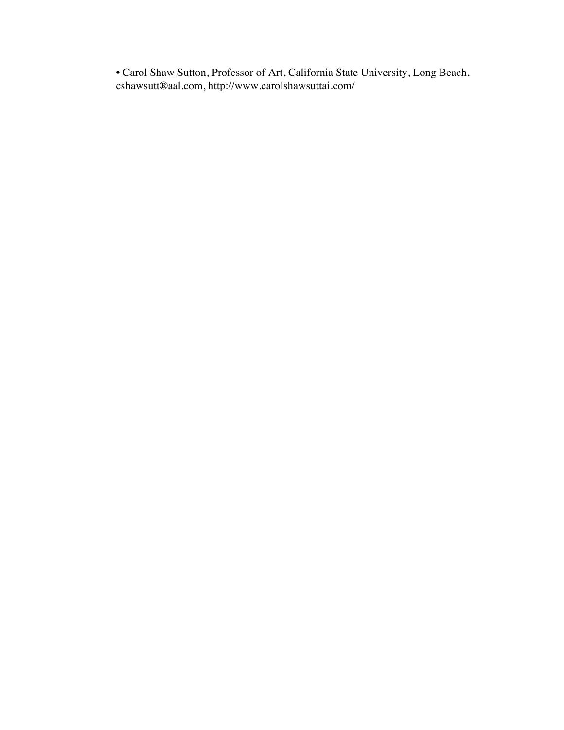- Carol Shaw Sutton, Professor of Art, California State University, Long Beach, cshawsutt®aal.com, http://www.carolshawsuttai.com/